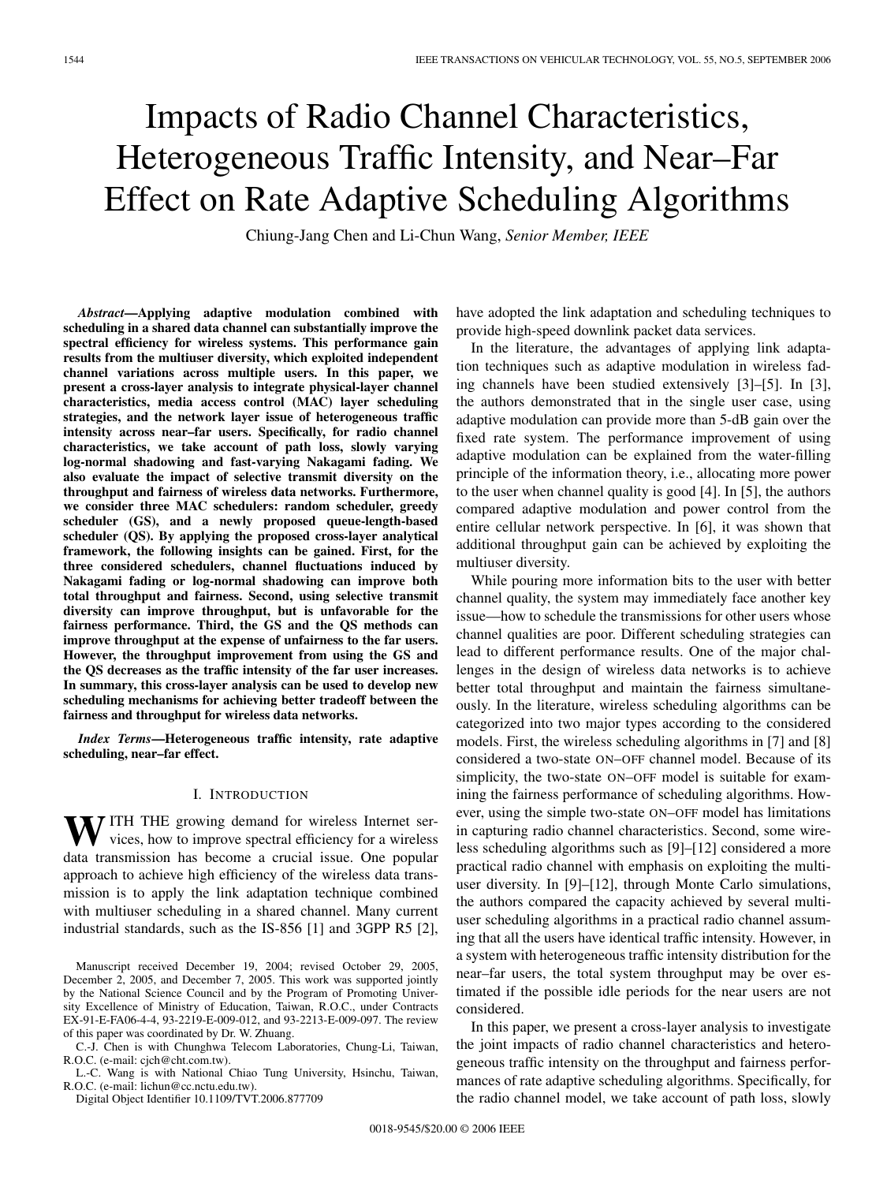# Impacts of Radio Channel Characteristics, Heterogeneous Traffic Intensity, and Near–Far Effect on Rate Adaptive Scheduling Algorithms

Chiung-Jang Chen and Li-Chun Wang, *Senior Member, IEEE*

***Abstract*—Applying adaptive modulation combined with scheduling in a shared data channel can substantially improve the spectral efficiency for wireless systems. This performance gain results from the multiuser diversity, which exploited independent channel variations across multiple users. In this paper, we present a cross-layer analysis to integrate physical-layer channel characteristics, media access control (MAC) layer scheduling strategies, and the network layer issue of heterogeneous traffic intensity across near–far users. Specifically, for radio channel characteristics, we take account of path loss, slowly varying log-normal shadowing and fast-varying Nakagami fading. We also evaluate the impact of selective transmit diversity on the throughput and fairness of wireless data networks. Furthermore, we consider three MAC schedulers: random scheduler, greedy scheduler (GS), and a newly proposed queue-length-based scheduler (QS). By applying the proposed cross-layer analytical framework, the following insights can be gained. First, for the three considered schedulers, channel fluctuations induced by Nakagami fading or log-normal shadowing can improve both total throughput and fairness. Second, using selective transmit diversity can improve throughput, but is unfavorable for the fairness performance. Third, the GS and the QS methods can improve throughput at the expense of unfairness to the far users. However, the throughput improvement from using the GS and the QS decreases as the traffic intensity of the far user increases. In summary, this cross-layer analysis can be used to develop new scheduling mechanisms for achieving better tradeoff between the fairness and throughput for wireless data networks.**

***Index Terms*—Heterogeneous traffic intensity, rate adaptive scheduling, near–far effect.**

## I. Introduction

With the growing demand for wireless Internet services, how to improve spectral efficiency for a wireless data transmission has become a crucial issue. One popular approach to achieve high efficiency of the wireless data transmission is to apply the link adaptation technique combined with multiuser scheduling in a shared channel. Many current industrial standards, such as the IS-856 [1] and 3GPP R5 [2], have adopted the link adaptation and scheduling techniques to provide high-speed downlink packet data services.

In the literature, the advantages of applying link adaptation techniques such as adaptive modulation in wireless fading channels have been studied extensively [3]–[5]. In [3], the authors demonstrated that in the single user case, using adaptive modulation can provide more than 5-dB gain over the fixed rate system. The performance improvement of using adaptive modulation can be explained from the water-filling principle of the information theory, i.e., allocating more power to the user when channel quality is good [4]. In [5], the authors compared adaptive modulation and power control from the entire cellular network perspective. In [6], it was shown that additional throughput gain can be achieved by exploiting the multiuser diversity.

While pouring more information bits to the user with better channel quality, the system may immediately face another key issue—how to schedule the transmissions for other users whose channel qualities are poor. Different scheduling strategies can lead to different performance results. One of the major challenges in the design of wireless data networks is to achieve better total throughput and maintain the fairness simultaneously. In the literature, wireless scheduling algorithms can be categorized into two major types according to the considered models. First, the wireless scheduling algorithms in [7] and [8] considered a two-state ON–OFF channel model. Because of its simplicity, the two-state ON–OFF model is suitable for examining the fairness performance of scheduling algorithms. However, using the simple two-state ON–OFF model has limitations in capturing radio channel characteristics. Second, some wireless scheduling algorithms such as [9]–[12] considered a more practical radio channel with emphasis on exploiting the multiuser diversity. In [9]–[12], through Monte Carlo simulations, the authors compared the capacity achieved by several multiuser scheduling algorithms in a practical radio channel assuming that all the users have identical traffic intensity. However, in a system with heterogeneous traffic intensity distribution for the near–far users, the total system throughput may be over estimated if the possible idle periods for the near users are not considered.

In this paper, we present a cross-layer analysis to investigate the joint impacts of radio channel characteristics and heterogeneous traffic intensity on the throughput and fairness performances of rate adaptive scheduling algorithms. Specifically, for the radio channel model, we take account of path loss, slowly

Manuscript received December 19, 2004; revised October 29, 2005, December 2, 2005, and December 7, 2005. This work was supported jointly by the National Science Council and by the Program of Promoting University Excellence of Ministry of Education, Taiwan, R.O.C., under Contracts EX-91-E-FA06-4-4, 93-2219-E-009-012, and 93-2213-E-009-097. The review of this paper was coordinated by Dr. W. Zhuang.

C.-J. Chen is with Chunghwa Telecom Laboratories, Chung-Li, Taiwan, R.O.C. (e-mail: cjch@cht.com.tw).

L.-C. Wang is with National Chiao Tung University, Hsinchu, Taiwan, R.O.C. (e-mail: lichun@cc.nctu.edu.tw).

Digital Object Identifier 10.1109/TVT.2006.877709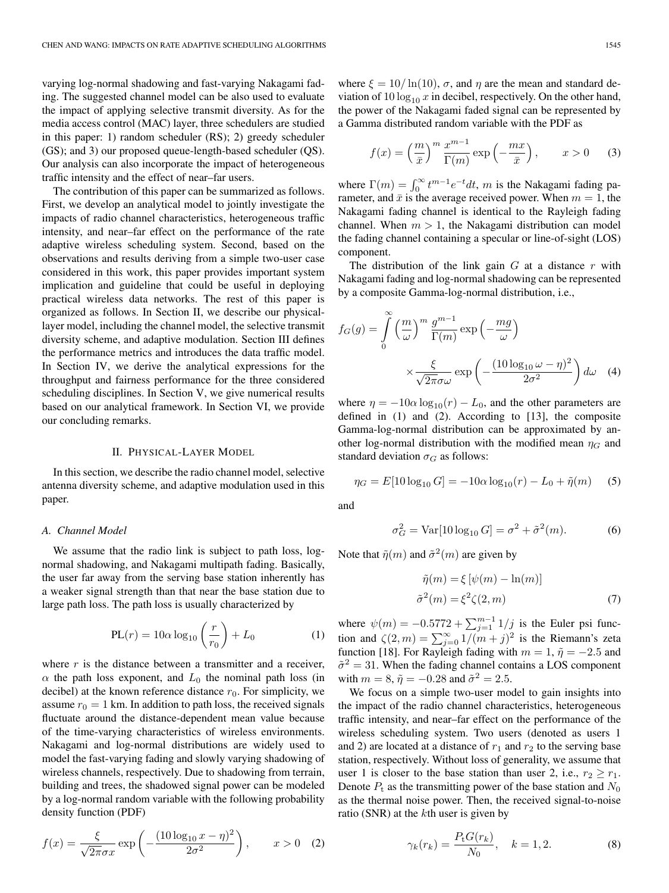varying log-normal shadowing and fast-varying Nakagami fading. The suggested channel model can be also used to evaluate the impact of applying selective transmit diversity. As for the media access control (MAC) layer, three schedulers are studied in this paper: 1) random scheduler (RS); 2) greedy scheduler (GS); and 3) our proposed queue-length-based scheduler (QS). Our analysis can also incorporate the impact of heterogeneous traffic intensity and the effect of near–far users.

The contribution of this paper can be summarized as follows. First, we develop an analytical model to jointly investigate the impacts of radio channel characteristics, heterogeneous traffic intensity, and near–far effect on the performance of the rate adaptive wireless scheduling system. Second, based on the observations and results deriving from a simple two-user case considered in this work, this paper provides important system implication and guideline that could be useful in deploying practical wireless data networks. The rest of this paper is organized as follows. In Section II, we describe our physical-layer model, including the channel model, the selective transmit diversity scheme, and adaptive modulation. Section III defines the performance metrics and introduces the data traffic model. In Section IV, we derive the analytical expressions for the throughput and fairness performance for the three considered scheduling disciplines. In Section V, we give numerical results based on our analytical framework. In Section VI, we provide our concluding remarks.

## II. Physical-Layer Model

In this section, we describe the radio channel model, selective antenna diversity scheme, and adaptive modulation used in this paper.

### A. Channel Model

We assume that the radio link is subject to path loss, log-normal shadowing, and Nakagami multipath fading. Basically, the user far away from the serving base station inherently has a weaker signal strength than that near the base station due to large path loss. The path loss is usually characterized by

$$\mathrm{PL}(r) = 10\alpha \log_{10}\left(\frac{r}{r_0}\right) + L_0 \qquad (1)$$

where $r$ is the distance between a transmitter and a receiver, $\alpha$ the path loss exponent, and $L_0$ the nominal path loss (in decibel) at the known reference distance $r_0$. For simplicity, we assume $r_0 = 1$ km. In addition to path loss, the received signals fluctuate around the distance-dependent mean value because of the time-varying characteristics of wireless environments. Nakagami and log-normal distributions are widely used to model the fast-varying fading and slowly varying shadowing of wireless channels, respectively. Due to shadowing from terrain, building and trees, the shadowed signal power can be modeled by a log-normal random variable with the following probability density function (PDF)

$$f(x) = \frac{\xi}{\sqrt{2\pi}\sigma x} \exp\left(-\frac{(10\log_{10} x - \eta)^2}{2\sigma^2}\right), \qquad x > 0 \quad (2)$$

where $\xi = 10/\ln(10)$, $\sigma$, and $\eta$ are the mean and standard deviation of $10\log_{10} x$ in decibel, respectively. On the other hand, the power of the Nakagami faded signal can be represented by a Gamma distributed random variable with the PDF as

$$f(x) = \left(\frac{m}{\bar{x}}\right)^m \frac{x^{m-1}}{\Gamma(m)} \exp\left(-\frac{mx}{\bar{x}}\right), \qquad x > 0 \quad (3)$$

where $\Gamma(m) = \int_0^\infty t^{m-1}e^{-t}dt$, $m$ is the Nakagami fading parameter, and $\bar{x}$ is the average received power. When $m = 1$, the Nakagami fading channel is identical to the Rayleigh fading channel. When $m > 1$, the Nakagami distribution can model the fading channel containing a specular or line-of-sight (LOS) component.

The distribution of the link gain $G$ at a distance $r$ with Nakagami fading and log-normal shadowing can be represented by a composite Gamma-log-normal distribution, i.e.,

$$f_G(g) = \int_0^\infty \left(\frac{m}{\omega}\right)^m \frac{g^{m-1}}{\Gamma(m)} \exp\left(-\frac{mg}{\omega}\right) \times \frac{\xi}{\sqrt{2\pi}\sigma\omega} \exp\left(-\frac{(10\log_{10}\omega - \eta)^2}{2\sigma^2}\right) d\omega \quad (4)$$

where $\eta = -10\alpha\log_{10}(r) - L_0$, and the other parameters are defined in (1) and (2). According to [13], the composite Gamma-log-normal distribution can be approximated by another log-normal distribution with the modified mean $\eta_G$ and standard deviation $\sigma_G$ as follows:

$$\eta_G = E[10\log_{10} G] = -10\alpha\log_{10}(r) - L_0 + \tilde{\eta}(m) \quad (5)$$

and

$$\sigma_G^2 = \mathrm{Var}[10\log_{10} G] = \sigma^2 + \tilde{\sigma}^2(m). \quad (6)$$

Note that $\tilde{\eta}(m)$ and $\tilde{\sigma}^2(m)$ are given by

$$\tilde{\eta}(m) = \xi\left[\psi(m) - \ln(m)\right]$$
$$\tilde{\sigma}^2(m) = \xi^2\zeta(2, m) \quad (7)$$

where $\psi(m) = -0.5772 + \sum_{j=1}^{m-1} 1/j$ is the Euler psi function and $\zeta(2, m) = \sum_{j=0}^{\infty} 1/(m+j)^2$ is the Riemann's zeta function [18]. For Rayleigh fading with $m = 1$, $\tilde{\eta} = -2.5$ and $\tilde{\sigma}^2 = 31$. When the fading channel contains a LOS component with $m = 8$, $\tilde{\eta} = -0.28$ and $\tilde{\sigma}^2 = 2.5$.

We focus on a simple two-user model to gain insights into the impact of the radio channel characteristics, heterogeneous traffic intensity, and near–far effect on the performance of the wireless scheduling system. Two users (denoted as users 1 and 2) are located at a distance of $r_1$ and $r_2$ to the serving base station, respectively. Without loss of generality, we assume that user 1 is closer to the base station than user 2, i.e., $r_2 \geq r_1$. Denote $P_\mathrm{t}$ as the transmitting power of the base station and $N_0$ as the thermal noise power. Then, the received signal-to-noise ratio (SNR) at the $k$th user is given by

$$\gamma_k(r_k) = \frac{P_\mathrm{t} G(r_k)}{N_0}, \quad k = 1, 2. \quad (8)$$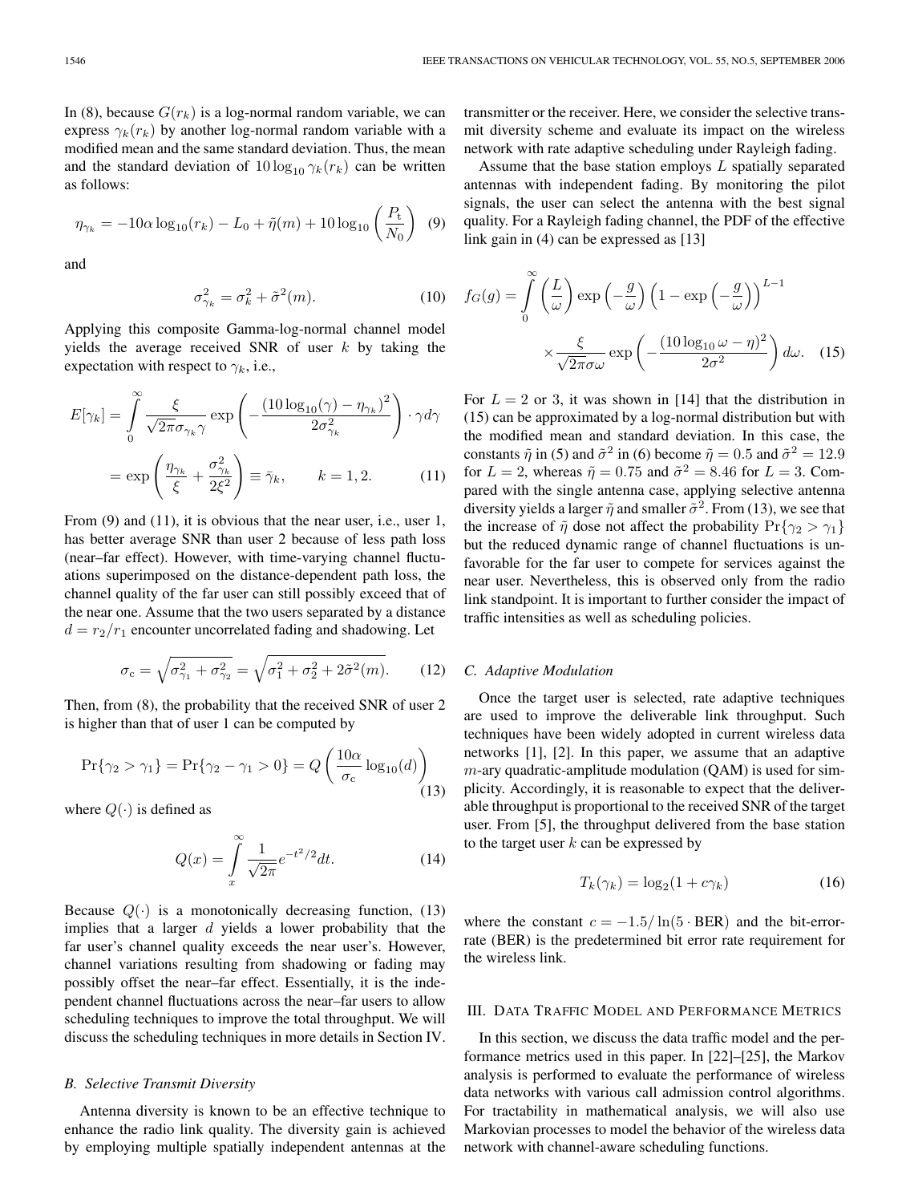In (8), because $G(r_k)$ is a log-normal random variable, we can express $\gamma_k(r_k)$ by another log-normal random variable with a modified mean and the same standard deviation. Thus, the mean and the standard deviation of $10\log_{10}\gamma_k(r_k)$ can be written as follows:

$$\eta_{\gamma_k} = -10\alpha\log_{10}(r_k) - L_0 + \tilde{\eta}(m) + 10\log_{10}\left(\frac{P_t}{N_0}\right) \quad (9)$$

and

$$\sigma^2_{\gamma_k} = \sigma^2_k + \tilde{\sigma}^2(m). \quad (10)$$

Applying this composite Gamma-log-normal channel model yields the average received SNR of user $k$ by taking the expectation with respect to $\gamma_k$, i.e.,

$$\begin{aligned} E[\gamma_k] &= \int_0^\infty \frac{\xi}{\sqrt{2\pi}\sigma_{\gamma_k}\gamma}\exp\left(-\frac{(10\log_{10}(\gamma)-\eta_{\gamma_k})^2}{2\sigma^2_{\gamma_k}}\right)\cdot\gamma d\gamma \\ &= \exp\left(\frac{\eta_{\gamma_k}}{\xi} + \frac{\sigma^2_{\gamma_k}}{2\xi^2}\right) \equiv \bar{\gamma}_k, \qquad k = 1, 2. \end{aligned} \quad (11)$$

From (9) and (11), it is obvious that the near user, i.e., user 1, has better average SNR than user 2 because of less path loss (near–far effect). However, with time-varying channel fluctuations superimposed on the distance-dependent path loss, the channel quality of the far user can still possibly exceed that of the near one. Assume that the two users separated by a distance $d = r_2/r_1$ encounter uncorrelated fading and shadowing. Let

$$\sigma_c = \sqrt{\sigma^2_{\gamma_1} + \sigma^2_{\gamma_2}} = \sqrt{\sigma_1^2 + \sigma_2^2 + 2\tilde{\sigma}^2(m)}. \quad (12)$$

Then, from (8), the probability that the received SNR of user 2 is higher than that of user 1 can be computed by

$$\Pr\{\gamma_2 > \gamma_1\} = \Pr\{\gamma_2 - \gamma_1 > 0\} = Q\left(\frac{10\alpha}{\sigma_c}\log_{10}(d)\right) \quad (13)$$

where $Q(\cdot)$ is defined as

$$Q(x) = \int_x^\infty \frac{1}{\sqrt{2\pi}}e^{-t^2/2}dt. \quad (14)$$

Because $Q(\cdot)$ is a monotonically decreasing function, (13) implies that a larger $d$ yields a lower probability that the far user's channel quality exceeds the near user's. However, channel variations resulting from shadowing or fading may possibly offset the near–far effect. Essentially, it is the independent channel fluctuations across the near–far users to allow scheduling techniques to improve the total throughput. We will discuss the scheduling techniques in more details in Section IV.

### B. Selective Transmit Diversity

Antenna diversity is known to be an effective technique to enhance the radio link quality. The diversity gain is achieved by employing multiple spatially independent antennas at the transmitter or the receiver. Here, we consider the selective transmit diversity scheme and evaluate its impact on the wireless network with rate adaptive scheduling under Rayleigh fading.

Assume that the base station employs $L$ spatially separated antennas with independent fading. By monitoring the pilot signals, the user can select the antenna with the best signal quality. For a Rayleigh fading channel, the PDF of the effective link gain in (4) can be expressed as [13]

$$\begin{aligned} f_G(g) = \int_0^\infty &\left(\frac{L}{\omega}\right)\exp\left(-\frac{g}{\omega}\right)\left(1-\exp\left(-\frac{g}{\omega}\right)\right)^{L-1} \\ &\times\frac{\xi}{\sqrt{2\pi}\sigma\omega}\exp\left(-\frac{(10\log_{10}\omega-\eta)^2}{2\sigma^2}\right)d\omega. \end{aligned} \quad (15)$$

For $L = 2$ or 3, it was shown in [14] that the distribution in (15) can be approximated by a log-normal distribution but with the modified mean and standard deviation. In this case, the constants $\tilde{\eta}$ in (5) and $\tilde{\sigma}^2$ in (6) become $\tilde{\eta} = 0.5$ and $\tilde{\sigma}^2 = 12.9$ for $L = 2$, whereas $\tilde{\eta} = 0.75$ and $\tilde{\sigma}^2 = 8.46$ for $L = 3$. Compared with the single antenna case, applying selective antenna diversity yields a larger $\tilde{\eta}$ and smaller $\tilde{\sigma}^2$. From (13), we see that the increase of $\tilde{\eta}$ dose not affect the probability $\Pr\{\gamma_2 > \gamma_1\}$ but the reduced dynamic range of channel fluctuations is unfavorable for the far user to compete for services against the near user. Nevertheless, this is observed only from the radio link standpoint. It is important to further consider the impact of traffic intensities as well as scheduling policies.

### C. Adaptive Modulation

Once the target user is selected, rate adaptive techniques are used to improve the deliverable link throughput. Such techniques have been widely adopted in current wireless data networks [1], [2]. In this paper, we assume that an adaptive $m$-ary quadratic-amplitude modulation (QAM) is used for simplicity. Accordingly, it is reasonable to expect that the deliverable throughput is proportional to the received SNR of the target user. From [5], the throughput delivered from the base station to the target user $k$ can be expressed by

$$T_k(\gamma_k) = \log_2(1 + c\gamma_k) \quad (16)$$

where the constant $c = -1.5/\ln(5\cdot\text{BER})$ and the bit-error-rate (BER) is the predetermined bit error rate requirement for the wireless link.

## III. Data Traffic Model and Performance Metrics

In this section, we discuss the data traffic model and the performance metrics used in this paper. In [22]–[25], the Markov analysis is performed to evaluate the performance of wireless data networks with various call admission control algorithms. For tractability in mathematical analysis, we will also use Markovian processes to model the behavior of the wireless data network with channel-aware scheduling functions.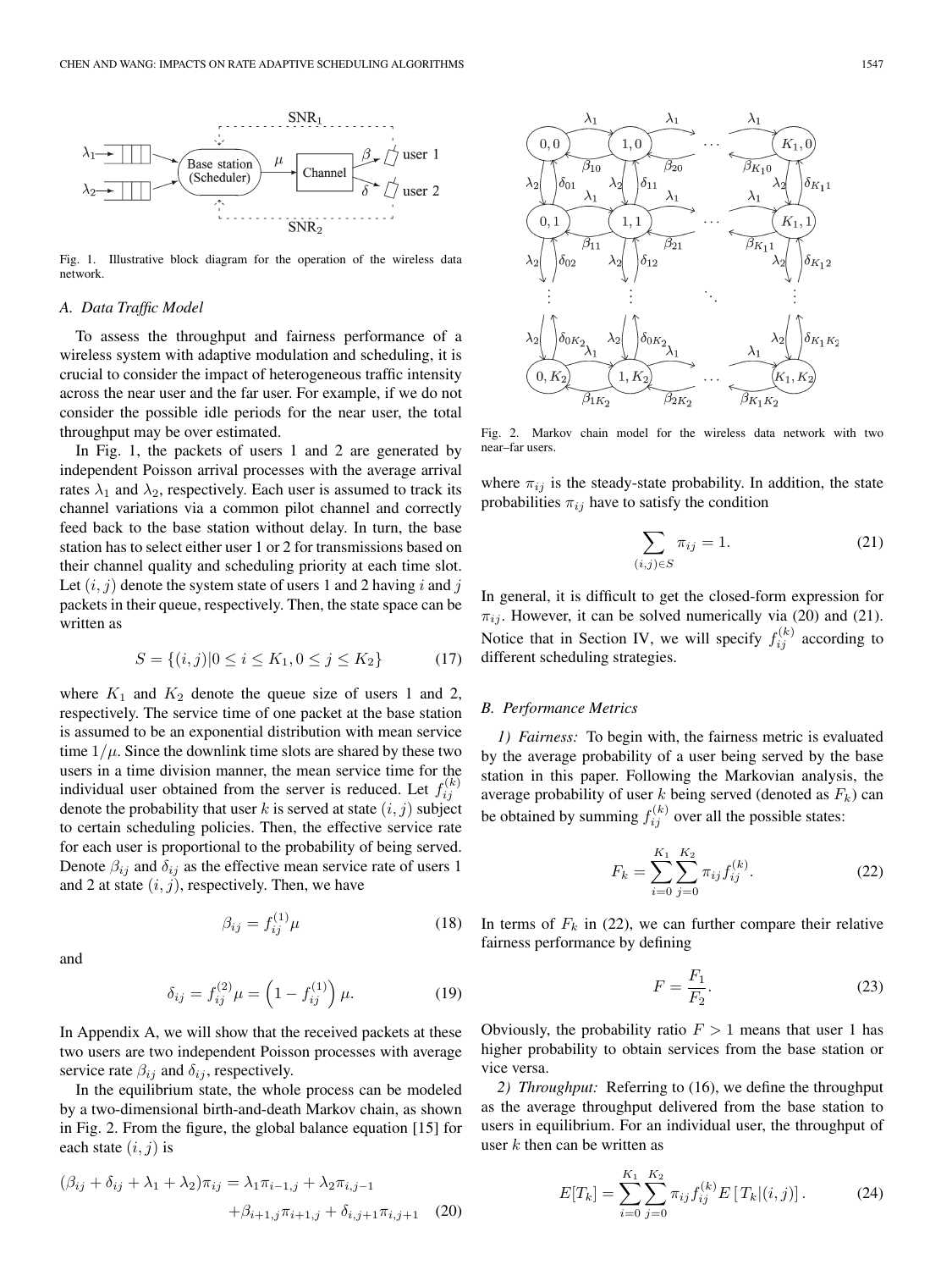Fig. 1. Illustrative block diagram for the operation of the wireless data network.

### A. Data Traffic Model

To assess the throughput and fairness performance of a wireless system with adaptive modulation and scheduling, it is crucial to consider the impact of heterogeneous traffic intensity across the near user and the far user. For example, if we do not consider the possible idle periods for the near user, the total throughput may be over estimated.

In Fig. 1, the packets of users 1 and 2 are generated by independent Poisson arrival processes with the average arrival rates $\lambda_1$ and $\lambda_2$, respectively. Each user is assumed to track its channel variations via a common pilot channel and correctly feed back to the base station without delay. In turn, the base station has to select either user 1 or 2 for transmissions based on their channel quality and scheduling priority at each time slot. Let $(i, j)$ denote the system state of users 1 and 2 having $i$ and $j$ packets in their queue, respectively. Then, the state space can be written as

$$S = \{(i,j) | 0 \le i \le K_1, 0 \le j \le K_2\} \tag{17}$$

where $K_1$ and $K_2$ denote the queue size of users 1 and 2, respectively. The service time of one packet at the base station is assumed to be an exponential distribution with mean service time $1/\mu$. Since the downlink time slots are shared by these two users in a time division manner, the mean service time for the individual user obtained from the server is reduced. Let $f_{ij}^{(k)}$ denote the probability that user $k$ is served at state $(i, j)$ subject to certain scheduling policies. Then, the effective service rate for each user is proportional to the probability of being served. Denote $\beta_{ij}$ and $\delta_{ij}$ as the effective mean service rate of users 1 and 2 at state $(i, j)$, respectively. Then, we have

$$\beta_{ij} = f_{ij}^{(1)} \mu \tag{18}$$

and

$$\delta_{ij} = f_{ij}^{(2)} \mu = \left(1 - f_{ij}^{(1)}\right) \mu. \tag{19}$$

In Appendix A, we will show that the received packets at these two users are two independent Poisson processes with average service rate $\beta_{ij}$ and $\delta_{ij}$, respectively.

In the equilibrium state, the whole process can be modeled by a two-dimensional birth-and-death Markov chain, as shown in Fig. 2. From the figure, the global balance equation [15] for each state $(i, j)$ is

$$(\beta_{ij} + \delta_{ij} + \lambda_1 + \lambda_2)\pi_{ij} = \lambda_1 \pi_{i-1,j} + \lambda_2 \pi_{i,j-1} + \beta_{i+1,j}\pi_{i+1,j} + \delta_{i,j+1}\pi_{i,j+1} \tag{20}$$

Fig. 2. Markov chain model for the wireless data network with two near–far users.

where $\pi_{ij}$ is the steady-state probability. In addition, the state probabilities $\pi_{ij}$ have to satisfy the condition

$$\sum_{(i,j) \in S} \pi_{ij} = 1. \tag{21}$$

In general, it is difficult to get the closed-form expression for $\pi_{ij}$. However, it can be solved numerically via (20) and (21). Notice that in Section IV, we will specify $f_{ij}^{(k)}$ according to different scheduling strategies.

### B. Performance Metrics

*1) Fairness:* To begin with, the fairness metric is evaluated by the average probability of a user being served by the base station in this paper. Following the Markovian analysis, the average probability of user $k$ being served (denoted as $F_k$) can be obtained by summing $f_{ij}^{(k)}$ over all the possible states:

$$F_k = \sum_{i=0}^{K_1} \sum_{j=0}^{K_2} \pi_{ij} f_{ij}^{(k)}. \tag{22}$$

In terms of $F_k$ in (22), we can further compare their relative fairness performance by defining

$$F = \frac{F_1}{F_2}. \tag{23}$$

Obviously, the probability ratio $F > 1$ means that user 1 has higher probability to obtain services from the base station or vice versa.

*2) Throughput:* Referring to (16), we define the throughput as the average throughput delivered from the base station to users in equilibrium. For an individual user, the throughput of user $k$ then can be written as

$$E[T_k] = \sum_{i=0}^{K_1} \sum_{j=0}^{K_2} \pi_{ij} f_{ij}^{(k)} E\left[T_k | (i,j)\right]. \tag{24}$$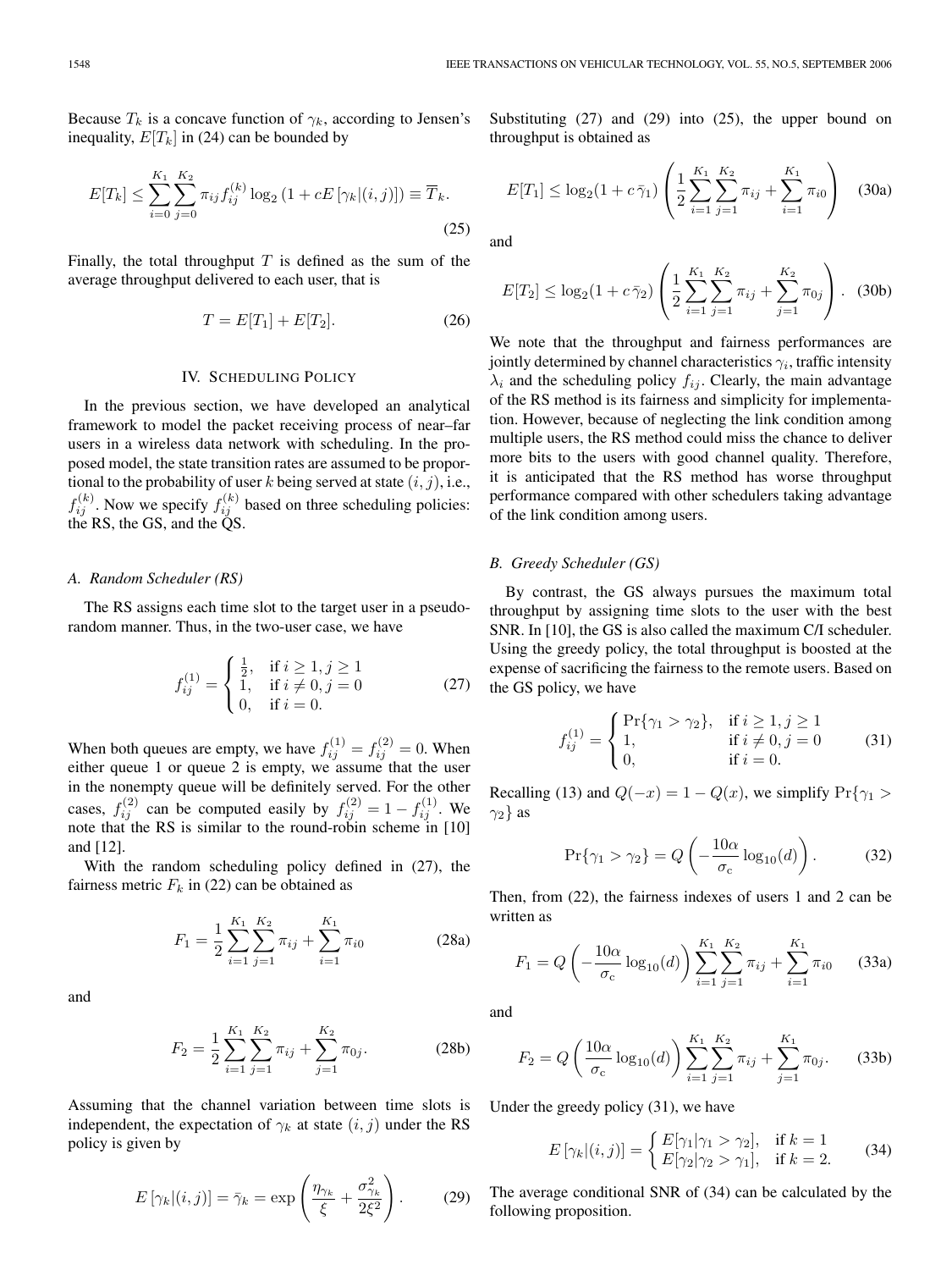Because $T_k$ is a concave function of $\gamma_k$, according to Jensen's inequality, $E[T_k]$ in (24) can be bounded by

$$E[T_k] \leq \sum_{i=0}^{K_1} \sum_{j=0}^{K_2} \pi_{ij} f_{ij}^{(k)} \log_2 \left(1 + cE\left[\gamma_k|(i,j)\right]\right) \equiv \overline{T}_k. \tag{25}$$

Finally, the total throughput $T$ is defined as the sum of the average throughput delivered to each user, that is

$$T = E[T_1] + E[T_2]. \tag{26}$$

## IV. Scheduling Policy

In the previous section, we have developed an analytical framework to model the packet receiving process of near–far users in a wireless data network with scheduling. In the proposed model, the state transition rates are assumed to be proportional to the probability of user $k$ being served at state $(i, j)$, i.e., $f_{ij}^{(k)}$. Now we specify $f_{ij}^{(k)}$ based on three scheduling policies: the RS, the GS, and the QS.

### A. Random Scheduler (RS)

The RS assigns each time slot to the target user in a pseudorandom manner. Thus, in the two-user case, we have

$$f_{ij}^{(1)} = \begin{cases} \frac{1}{2}, & \text{if } i \geq 1, j \geq 1 \\ 1, & \text{if } i \neq 0, j = 0 \\ 0, & \text{if } i = 0. \end{cases} \tag{27}$$

When both queues are empty, we have $f_{ij}^{(1)} = f_{ij}^{(2)} = 0$. When either queue 1 or queue 2 is empty, we assume that the user in the nonempty queue will be definitely served. For the other cases, $f_{ij}^{(2)}$ can be computed easily by $f_{ij}^{(2)} = 1 - f_{ij}^{(1)}$. We note that the RS is similar to the round-robin scheme in [10] and [12].

With the random scheduling policy defined in (27), the fairness metric $F_k$ in (22) can be obtained as

$$F_1 = \frac{1}{2} \sum_{i=1}^{K_1} \sum_{j=1}^{K_2} \pi_{ij} + \sum_{i=1}^{K_1} \pi_{i0} \tag{28a}$$

and

$$F_2 = \frac{1}{2} \sum_{i=1}^{K_1} \sum_{j=1}^{K_2} \pi_{ij} + \sum_{j=1}^{K_2} \pi_{0j}. \tag{28b}$$

Assuming that the channel variation between time slots is independent, the expectation of $\gamma_k$ at state $(i, j)$ under the RS policy is given by

$$E\left[\gamma_k|(i,j)\right] = \bar{\gamma}_k = \exp\left(\frac{\eta_{\gamma_k}}{\xi} + \frac{\sigma_{\gamma_k}^2}{2\xi^2}\right). \tag{29}$$

Substituting (27) and (29) into (25), the upper bound on throughput is obtained as

$$E[T_1] \leq \log_2(1 + c\,\bar{\gamma}_1) \left(\frac{1}{2} \sum_{i=1}^{K_1} \sum_{j=1}^{K_2} \pi_{ij} + \sum_{i=1}^{K_1} \pi_{i0}\right) \tag{30a}$$

and

$$E[T_2] \leq \log_2(1 + c\,\bar{\gamma}_2) \left(\frac{1}{2} \sum_{i=1}^{K_1} \sum_{j=1}^{K_2} \pi_{ij} + \sum_{j=1}^{K_2} \pi_{0j}\right). \tag{30b}$$

We note that the throughput and fairness performances are jointly determined by channel characteristics $\gamma_i$, traffic intensity $\lambda_i$ and the scheduling policy $f_{ij}$. Clearly, the main advantage of the RS method is its fairness and simplicity for implementation. However, because of neglecting the link condition among multiple users, the RS method could miss the chance to deliver more bits to the users with good channel quality. Therefore, it is anticipated that the RS method has worse throughput performance compared with other schedulers taking advantage of the link condition among users.

### B. Greedy Scheduler (GS)

By contrast, the GS always pursues the maximum total throughput by assigning time slots to the user with the best SNR. In [10], the GS is also called the maximum C/I scheduler. Using the greedy policy, the total throughput is boosted at the expense of sacrificing the fairness to the remote users. Based on the GS policy, we have

$$f_{ij}^{(1)} = \begin{cases} \Pr\{\gamma_1 > \gamma_2\}, & \text{if } i \geq 1, j \geq 1 \\ 1, & \text{if } i \neq 0, j = 0 \\ 0, & \text{if } i = 0. \end{cases} \tag{31}$$

Recalling (13) and $Q(-x) = 1 - Q(x)$, we simplify $\Pr\{\gamma_1 > \gamma_2\}$ as

$$\Pr\{\gamma_1 > \gamma_2\} = Q\left(-\frac{10\alpha}{\sigma_c} \log_{10}(d)\right). \tag{32}$$

Then, from (22), the fairness indexes of users 1 and 2 can be written as

$$F_1 = Q\left(-\frac{10\alpha}{\sigma_c} \log_{10}(d)\right) \sum_{i=1}^{K_1} \sum_{j=1}^{K_2} \pi_{ij} + \sum_{i=1}^{K_1} \pi_{i0} \tag{33a}$$

and

$$F_2 = Q\left(\frac{10\alpha}{\sigma_c} \log_{10}(d)\right) \sum_{i=1}^{K_1} \sum_{j=1}^{K_2} \pi_{ij} + \sum_{j=1}^{K_1} \pi_{0j}. \tag{33b}$$

Under the greedy policy (31), we have

$$E\left[\gamma_k|(i,j)\right] = \begin{cases} E[\gamma_1|\gamma_1 > \gamma_2], & \text{if } k = 1 \\ E[\gamma_2|\gamma_2 > \gamma_1], & \text{if } k = 2. \end{cases} \tag{34}$$

The average conditional SNR of (34) can be calculated by the following proposition.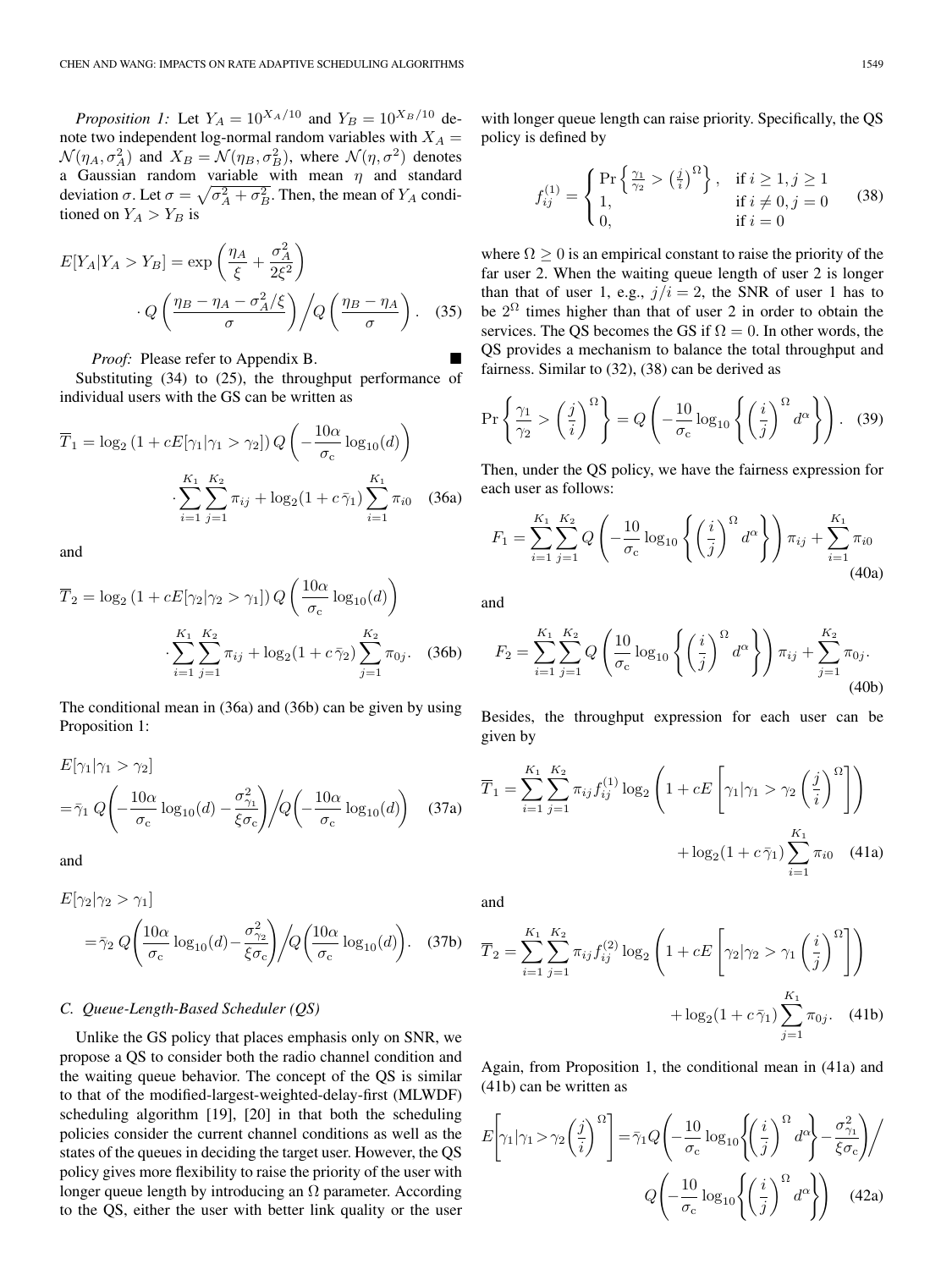*Proposition 1:* Let $Y_A = 10^{X_A/10}$ and $Y_B = 10^{X_B/10}$ denote two independent log-normal random variables with $X_A = \mathcal{N}(\eta_A, \sigma_A^2)$ and $X_B = \mathcal{N}(\eta_B, \sigma_B^2)$, where $\mathcal{N}(\eta, \sigma^2)$ denotes a Gaussian random variable with mean $\eta$ and standard deviation $\sigma$. Let $\sigma = \sqrt{\sigma_A^2 + \sigma_B^2}$. Then, the mean of $Y_A$ conditioned on $Y_A > Y_B$ is

$$E[Y_A | Y_A > Y_B] = \exp\left(\frac{\eta_A}{\xi} + \frac{\sigma_A^2}{2\xi^2}\right) \cdot Q\left(\frac{\eta_B - \eta_A - \sigma_A^2/\xi}{\sigma}\right) \Big/ Q\left(\frac{\eta_B - \eta_A}{\sigma}\right). \quad (35)$$

*Proof:* Please refer to Appendix B. ■

Substituting (34) to (25), the throughput performance of individual users with the GS can be written as

$$\overline{T}_1 = \log_2\left(1 + cE[\gamma_1 | \gamma_1 > \gamma_2]\right) Q\left(-\frac{10\alpha}{\sigma_c}\log_{10}(d)\right) \cdot \sum_{i=1}^{K_1}\sum_{j=1}^{K_2}\pi_{ij} + \log_2(1 + c\,\bar{\gamma}_1)\sum_{i=1}^{K_1}\pi_{i0} \quad (36a)$$

and

$$\overline{T}_2 = \log_2\left(1 + cE[\gamma_2 | \gamma_2 > \gamma_1]\right) Q\left(\frac{10\alpha}{\sigma_c}\log_{10}(d)\right) \cdot \sum_{i=1}^{K_1}\sum_{j=1}^{K_2}\pi_{ij} + \log_2(1 + c\,\bar{\gamma}_2)\sum_{j=1}^{K_2}\pi_{0j}. \quad (36b)$$

The conditional mean in (36a) and (36b) can be given by using Proposition 1:

$$E[\gamma_1 | \gamma_1 > \gamma_2] = \bar{\gamma}_1\, Q\left(-\frac{10\alpha}{\sigma_c}\log_{10}(d) - \frac{\sigma_{\gamma_1}^2}{\xi\sigma_c}\right) \Big/ Q\left(-\frac{10\alpha}{\sigma_c}\log_{10}(d)\right) \quad (37a)$$

and

$$E[\gamma_2 | \gamma_2 > \gamma_1] = \bar{\gamma}_2\, Q\left(\frac{10\alpha}{\sigma_c}\log_{10}(d) - \frac{\sigma_{\gamma_2}^2}{\xi\sigma_c}\right) \Big/ Q\left(\frac{10\alpha}{\sigma_c}\log_{10}(d)\right). \quad (37b)$$

### C. Queue-Length-Based Scheduler (QS)

Unlike the GS policy that places emphasis only on SNR, we propose a QS to consider both the radio channel condition and the waiting queue behavior. The concept of the QS is similar to that of the modified-largest-weighted-delay-first (MLWDF) scheduling algorithm [19], [20] in that both the scheduling policies consider the current channel conditions as well as the states of the queues in deciding the target user. However, the QS policy gives more flexibility to raise the priority of the user with longer queue length by introducing an $\Omega$ parameter. According to the QS, either the user with better link quality or the user with longer queue length can raise priority. Specifically, the QS policy is defined by

$$f_{ij}^{(1)} = \begin{cases} \Pr\left\{\frac{\gamma_1}{\gamma_2} > \left(\frac{j}{i}\right)^{\Omega}\right\}, & \text{if } i \geq 1, j \geq 1 \\ 1, & \text{if } i \neq 0, j = 0 \\ 0, & \text{if } i = 0 \end{cases} \quad (38)$$

where $\Omega \geq 0$ is an empirical constant to raise the priority of the far user 2. When the waiting queue length of user 2 is longer than that of user 1, e.g., $j/i = 2$, the SNR of user 1 has to be $2^{\Omega}$ times higher than that of user 2 in order to obtain the services. The QS becomes the GS if $\Omega = 0$. In other words, the QS provides a mechanism to balance the total throughput and fairness. Similar to (32), (38) can be derived as

$$\Pr\left\{\frac{\gamma_1}{\gamma_2} > \left(\frac{j}{i}\right)^{\Omega}\right\} = Q\left(-\frac{10}{\sigma_c}\log_{10}\left\{\left(\frac{i}{j}\right)^{\Omega} d^{\alpha}\right\}\right). \quad (39)$$

Then, under the QS policy, we have the fairness expression for each user as follows:

$$F_1 = \sum_{i=1}^{K_1}\sum_{j=1}^{K_2} Q\left(-\frac{10}{\sigma_c}\log_{10}\left\{\left(\frac{i}{j}\right)^{\Omega} d^{\alpha}\right\}\right)\pi_{ij} + \sum_{i=1}^{K_1}\pi_{i0} \quad (40a)$$

and

$$F_2 = \sum_{i=1}^{K_1}\sum_{j=1}^{K_2} Q\left(\frac{10}{\sigma_c}\log_{10}\left\{\left(\frac{i}{j}\right)^{\Omega} d^{\alpha}\right\}\right)\pi_{ij} + \sum_{j=1}^{K_2}\pi_{0j}. \quad (40b)$$

Besides, the throughput expression for each user can be given by

$$\overline{T}_1 = \sum_{i=1}^{K_1}\sum_{j=1}^{K_2}\pi_{ij} f_{ij}^{(1)} \log_2\left(1 + cE\left[\gamma_1 | \gamma_1 > \gamma_2\left(\frac{j}{i}\right)^{\Omega}\right]\right) + \log_2(1 + c\,\bar{\gamma}_1)\sum_{i=1}^{K_1}\pi_{i0} \quad (41a)$$

and

$$\overline{T}_2 = \sum_{i=1}^{K_1}\sum_{j=1}^{K_2}\pi_{ij} f_{ij}^{(2)} \log_2\left(1 + cE\left[\gamma_2 | \gamma_2 > \gamma_1\left(\frac{i}{j}\right)^{\Omega}\right]\right) + \log_2(1 + c\,\bar{\gamma}_1)\sum_{j=1}^{K_1}\pi_{0j}. \quad (41b)$$

Again, from Proposition 1, the conditional mean in (41a) and (41b) can be written as

$$E\left[\gamma_1 | \gamma_1 > \gamma_2\left(\frac{j}{i}\right)^{\Omega}\right] = \bar{\gamma}_1 Q\left(-\frac{10}{\sigma_c}\log_{10}\left\{\left(\frac{i}{j}\right)^{\Omega} d^{\alpha}\right\} - \frac{\sigma_{\gamma_1}^2}{\xi\sigma_c}\right) \Big/ Q\left(-\frac{10}{\sigma_c}\log_{10}\left\{\left(\frac{i}{j}\right)^{\Omega} d^{\alpha}\right\}\right) \quad (42a)$$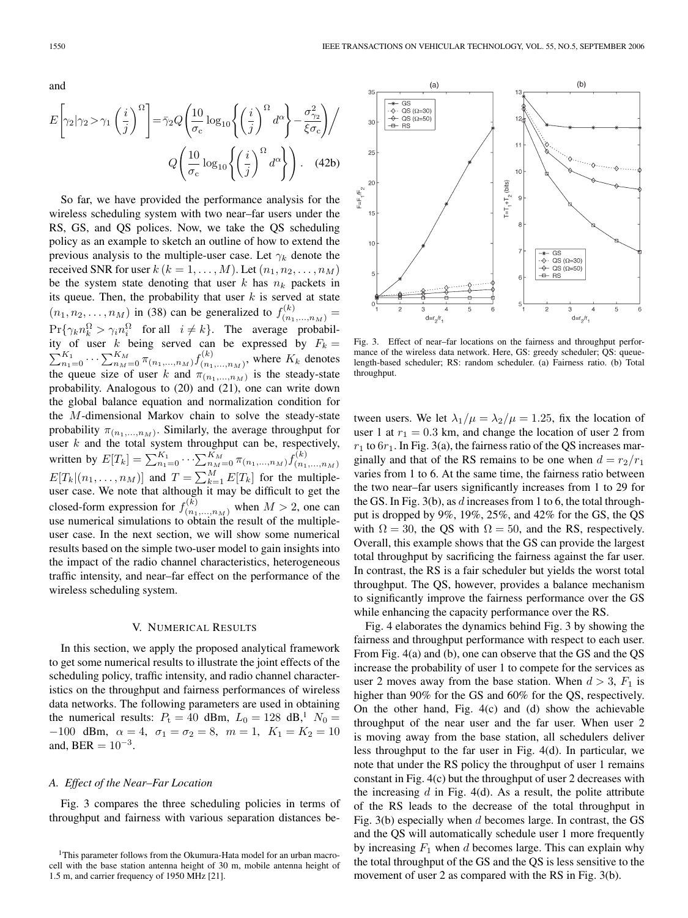and

$$E\left[\gamma_2|\gamma_2 > \gamma_1\left(\frac{i}{j}\right)^{\Omega}\right] = \bar{\gamma}_2 Q\left(\frac{10}{\sigma_c}\log_{10}\left\{\left(\frac{i}{j}\right)^{\Omega} d^{\alpha}\right\} - \frac{\sigma_{\gamma_2}^2}{\xi\sigma_c}\right) \Bigg/ Q\left(\frac{10}{\sigma_c}\log_{10}\left\{\left(\frac{i}{j}\right)^{\Omega} d^{\alpha}\right\}\right). \quad (42b)$$

So far, we have provided the performance analysis for the wireless scheduling system with two near–far users under the RS, GS, and QS polices. Now, we take the QS scheduling policy as an example to sketch an outline of how to extend the previous analysis to the multiple-user case. Let $\gamma_k$ denote the received SNR for user $k$ $(k = 1, \ldots, M)$. Let $(n_1, n_2, \ldots, n_M)$ be the system state denoting that user $k$ has $n_k$ packets in its queue. Then, the probability that user $k$ is served at state $(n_1, \ldots, n_M)$ in (38) can be generalized to $f^{(k)}_{(n_1,\ldots,n_M)} = \Pr\{\gamma_k n_k^{\Omega} > \gamma_i n_i^{\Omega} \quad \text{for all} \quad i \neq k\}$. The average probability of user $k$ being served can be expressed by $F_k = \sum_{n_1=0}^{K_1} \cdots \sum_{n_M=0}^{K_M} \pi_{(n_1,\ldots,n_M)} f^{(k)}_{(n_1,\ldots,n_M)}$, where $K_k$ denotes the queue size of user $k$ and $\pi_{(n_1,\ldots,n_M)}$ is the steady-state probability. Analogous to (20) and (21), one can write down the global balance equation and normalization condition for the $M$-dimensional Markov chain to solve the steady-state probability $\pi_{(n_1,\ldots,n_M)}$. Similarly, the average throughput for user $k$ and the total system throughput can be, respectively, written by $E[T_k] = \sum_{n_1=0}^{K_1} \cdots \sum_{n_M=0}^{K_M} \pi_{(n_1,\ldots,n_M)} f^{(k)}_{(n_1,\ldots,n_M)} E[T_k|(n_1,\ldots,n_M)]$ and $T = \sum_{k=1}^{M} E[T_k]$ for the multiple-user case. We note that although it may be difficult to get the closed-form expression for $f^{(k)}_{(n_1,\ldots,n_M)}$ when $M > 2$, one can use numerical simulations to obtain the result of the multiple-user case. In the next section, we will show some numerical results based on the simple two-user model to gain insights into the impact of the radio channel characteristics, heterogeneous traffic intensity, and near–far effect on the performance of the wireless scheduling system.

## V. Numerical Results

In this section, we apply the proposed analytical framework to get some numerical results to illustrate the joint effects of the scheduling policy, traffic intensity, and radio channel characteristics on the throughput and fairness performances of wireless data networks. The following parameters are used in obtaining the numerical results: $P_t = 40$ dBm, $L_0 = 128$ dB,[1] $N_0 = -100$ dBm, $\alpha = 4$, $\sigma_1 = \sigma_2 = 8$, $m = 1$, $K_1 = K_2 = 10$ and, $\text{BER} = 10^{-3}$.

### A. Effect of the Near–Far Location

Fig. 3 compares the three scheduling policies in terms of throughput and fairness with various separation distances between users. We let $\lambda_1/\mu = \lambda_2/\mu = 1.25$, fix the location of user 1 at $r_1 = 0.3$ km, and change the location of user 2 from $r_1$ to $6r_1$. In Fig. 3(a), the fairness ratio of the QS increases marginally and that of the RS remains to be one when $d = r_2/r_1$ varies from 1 to 6. At the same time, the fairness ratio between the two near–far users significantly increases from 1 to 29 for the GS. In Fig. 3(b), as $d$ increases from 1 to 6, the total throughput is dropped by 9%, 19%, 25%, and 42% for the GS, the QS with $\Omega = 30$, the QS with $\Omega = 50$, and the RS, respectively. Overall, this example shows that the GS can provide the largest total throughput by sacrificing the fairness against the far user. In contrast, the RS is a fair scheduler but yields the worst total throughput. The QS, however, provides a balance mechanism to significantly improve the fairness performance over the GS while enhancing the capacity performance over the RS.

Fig. 3. Effect of near–far locations on the fairness and throughput performance of the wireless data network. Here, GS: greedy scheduler; QS: queue-length-based scheduler; RS: random scheduler. (a) Fairness ratio. (b) Total throughput.

Fig. 4 elaborates the dynamics behind Fig. 3 by showing the fairness and throughput performance with respect to each user. From Fig. 4(a) and (b), one can observe that the GS and the QS increase the probability of user 1 to compete for the services as user 2 moves away from the base station. When $d > 3$, $F_1$ is higher than 90% for the GS and 60% for the QS, respectively. On the other hand, Fig. 4(c) and (d) show the achievable throughput of the near user and the far user. When user 2 is moving away from the base station, all schedulers deliver less throughput to the far user in Fig. 4(d). In particular, we note that under the RS policy the throughput of user 1 remains constant in Fig. 4(c) but the throughput of user 2 decreases with the increasing $d$ in Fig. 4(d). As a result, the polite attribute of the RS leads to the decrease of the total throughput in Fig. 3(b) especially when $d$ becomes large. In contrast, the GS and the QS will automatically schedule user 1 more frequently by increasing $F_1$ when $d$ becomes large. This can explain why the total throughput of the GS and the QS is less sensitive to the movement of user 2 as compared with the RS in Fig. 3(b).

[1] This parameter follows from the Okumura-Hata model for an urban macrocell with the base station antenna height of 30 m, mobile antenna height of 1.5 m, and carrier frequency of 1950 MHz [21].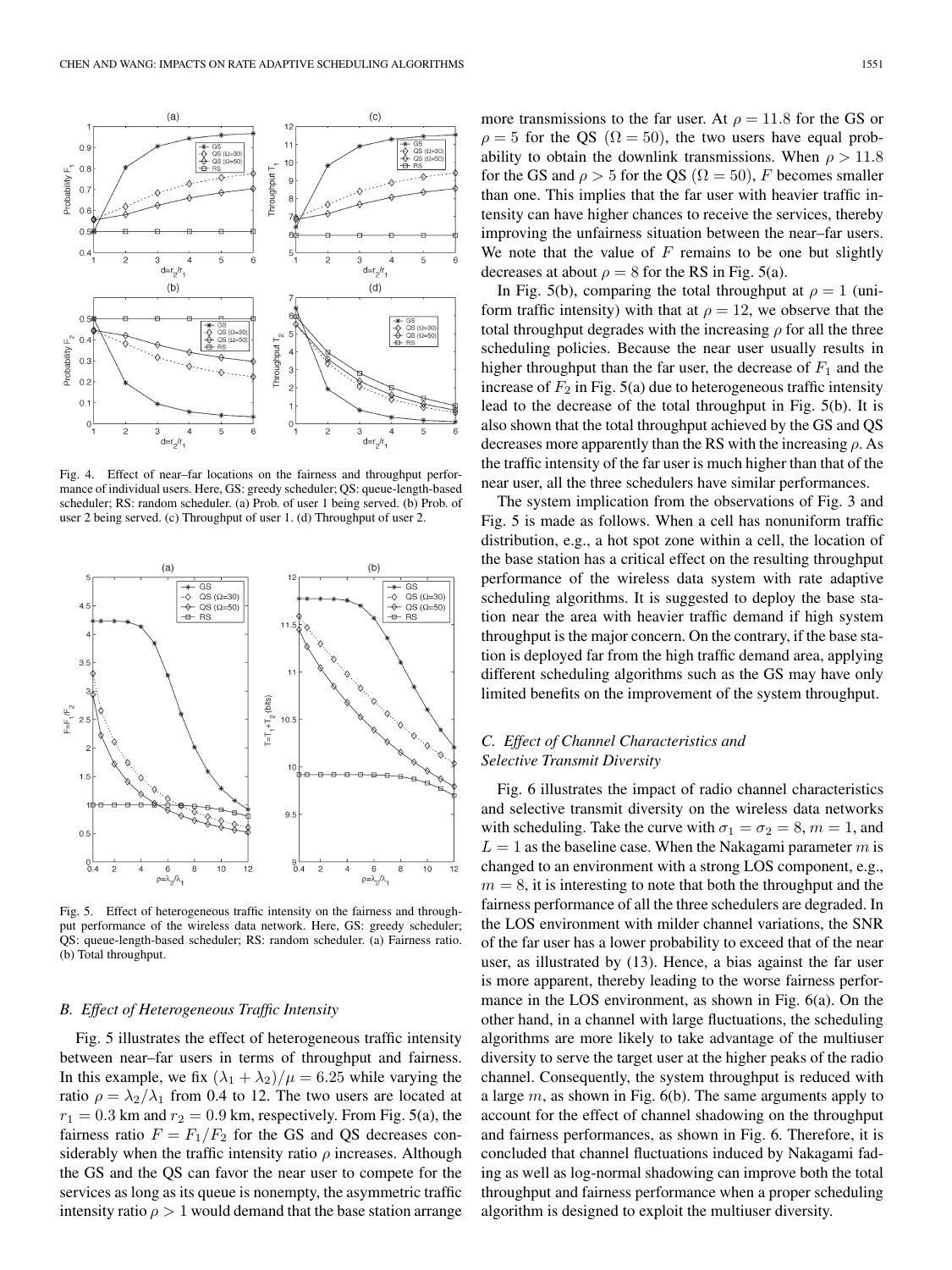Fig. 4. Effect of near–far locations on the fairness and throughput performance of individual users. Here, GS: greedy scheduler; QS: queue-length-based scheduler; RS: random scheduler. (a) Prob. of user 1 being served. (b) Prob. of user 2 being served. (c) Throughput of user 1. (d) Throughput of user 2.

Fig. 5. Effect of heterogeneous traffic intensity on the fairness and throughput performance of the wireless data network. Here, GS: greedy scheduler; QS: queue-length-based scheduler; RS: random scheduler. (a) Fairness ratio. (b) Total throughput.

### B. Effect of Heterogeneous Traffic Intensity

Fig. 5 illustrates the effect of heterogeneous traffic intensity between near–far users in terms of throughput and fairness. In this example, we fix $(\lambda_1 + \lambda_2)/\mu = 6.25$ while varying the ratio $\rho = \lambda_2/\lambda_1$ from 0.4 to 12. The two users are located at $r_1 = 0.3$ km and $r_2 = 0.9$ km, respectively. From Fig. 5(a), the fairness ratio $F = F_1/F_2$ for the GS and QS decreases considerably when the traffic intensity ratio $\rho$ increases. Although the GS and the QS can favor the near user to compete for the services as long as its queue is nonempty, the asymmetric traffic intensity ratio $\rho > 1$ would demand that the base station arrange more transmissions to the far user. At $\rho = 11.8$ for the GS or $\rho = 5$ for the QS ($\Omega = 50$), the two users have equal probability to obtain the downlink transmissions. When $\rho > 11.8$ for the GS and $\rho > 5$ for the QS ($\Omega = 50$), $F$ becomes smaller than one. This implies that the far user with heavier traffic intensity can have higher chances to receive the services, thereby improving the unfairness situation between the near–far users. We note that the value of $F$ remains to be one but slightly decreases at about $\rho = 8$ for the RS in Fig. 5(a).

In Fig. 5(b), comparing the total throughput at $\rho = 1$ (uniform traffic intensity) with that at $\rho = 12$, we observe that the total throughput degrades with the increasing $\rho$ for all the three scheduling policies. Because the near user usually results in higher throughput than the far user, the decrease of $F_1$ and the increase of $F_2$ in Fig. 5(a) due to heterogeneous traffic intensity lead to the decrease of the total throughput in Fig. 5(b). It is also shown that the total throughput achieved by the GS and QS decreases more apparently than the RS with the increasing $\rho$. As the traffic intensity of the far user is much higher than that of the near user, all the three schedulers have similar performances.

The system implication from the observations of Fig. 3 and Fig. 5 is made as follows. When a cell has nonuniform traffic distribution, e.g., a hot spot zone within a cell, the location of the base station has a critical effect on the resulting throughput performance of the wireless data system with rate adaptive scheduling algorithms. It is suggested to deploy the base station near the area with heavier traffic demand if high system throughput is the major concern. On the contrary, if the base station is deployed far from the high traffic demand area, applying different scheduling algorithms such as the GS may have only limited benefits on the improvement of the system throughput.

### C. Effect of Channel Characteristics and Selective Transmit Diversity

Fig. 6 illustrates the impact of radio channel characteristics and selective transmit diversity on the wireless data networks with scheduling. Take the curve with $\sigma_1 = \sigma_2 = 8$, $m = 1$, and $L = 1$ as the baseline case. When the Nakagami parameter $m$ is changed to an environment with a strong LOS component, e.g., $m = 8$, it is interesting to note that both the throughput and the fairness performance of all the three schedulers are degraded. In the LOS environment with milder channel variations, the SNR of the far user has a lower probability to exceed that of the near user, as illustrated by (13). Hence, a bias against the far user is more apparent, thereby leading to the worse fairness performance in the LOS environment, as shown in Fig. 6(a). On the other hand, in a channel with large fluctuations, the scheduling algorithms are more likely to take advantage of the multiuser diversity to serve the target user at the higher peaks of the radio channel. Consequently, the system throughput is reduced with a large $m$, as shown in Fig. 6(b). The same arguments apply to account for the effect of channel shadowing on the throughput and fairness performances, as shown in Fig. 6. Therefore, it is concluded that channel fluctuations induced by Nakagami fading as well as log-normal shadowing can improve both the total throughput and fairness performance when a proper scheduling algorithm is designed to exploit the multiuser diversity.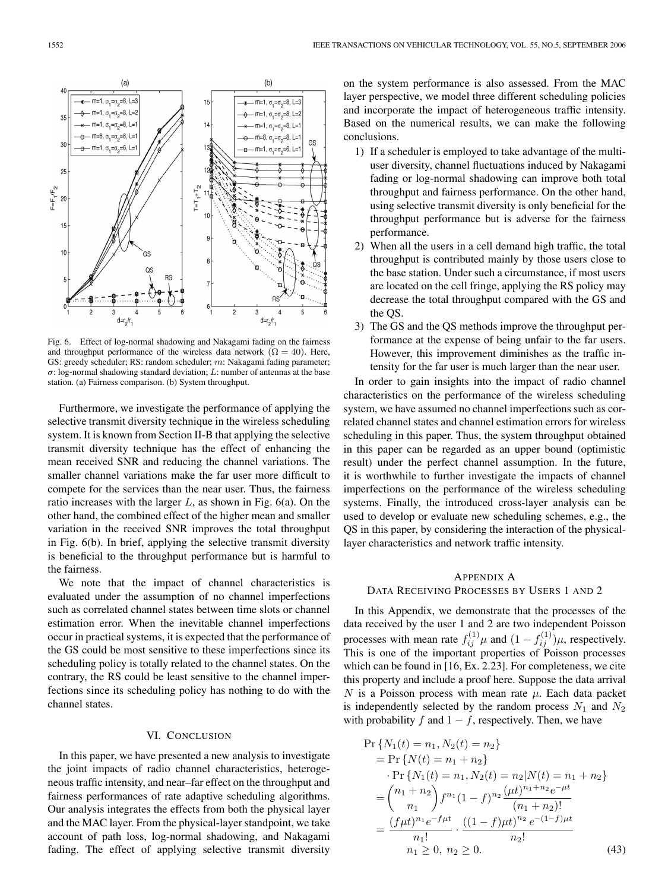Fig. 6. Effect of log-normal shadowing and Nakagami fading on the fairness and throughput performance of the wireless data network ($\Omega = 40$). Here, GS: greedy scheduler; RS: random scheduler; $m$: Nakagami fading parameter; $\sigma$: log-normal shadowing standard deviation; $L$: number of antennas at the base station. (a) Fairness comparison. (b) System throughput.

Furthermore, we investigate the performance of applying the selective transmit diversity technique in the wireless scheduling system. It is known from Section II-B that applying the selective transmit diversity technique has the effect of enhancing the mean received SNR and reducing the channel variations. The smaller channel variations make the far user more difficult to compete for the services than the near user. Thus, the fairness ratio increases with the larger $L$, as shown in Fig. 6(a). On the other hand, the combined effect of the higher mean and smaller variation in the received SNR improves the total throughput in Fig. 6(b). In brief, applying the selective transmit diversity is beneficial to the throughput performance but is harmful to the fairness.

We note that the impact of channel characteristics is evaluated under the assumption of no channel imperfections such as correlated channel states between time slots or channel estimation error. When the inevitable channel imperfections occur in practical systems, it is expected that the performance of the GS could be most sensitive to these imperfections since its scheduling policy is totally related to the channel states. On the contrary, the RS could be least sensitive to the channel imperfections since its scheduling policy has nothing to do with the channel states.

## VI. Conclusion

In this paper, we have presented a new analysis to investigate the joint impacts of radio channel characteristics, heterogeneous traffic intensity, and near–far effect on the throughput and fairness performances of rate adaptive scheduling algorithms. Our analysis integrates the effects from both the physical layer and the MAC layer. From the physical-layer standpoint, we take account of path loss, log-normal shadowing, and Nakagami fading. The effect of applying selective transmit diversity on the system performance is also assessed. From the MAC layer perspective, we model three different scheduling policies and incorporate the impact of heterogeneous traffic intensity. Based on the numerical results, we can make the following conclusions.

1) If a scheduler is employed to take advantage of the multiuser diversity, channel fluctuations induced by Nakagami fading or log-normal shadowing can improve both total throughput and fairness performance. On the other hand, using selective transmit diversity is only beneficial for the throughput performance but is adverse for the fairness performance.
2) When all the users in a cell demand high traffic, the total throughput is contributed mainly by those users close to the base station. Under such a circumstance, if most users are located on the cell fringe, applying the RS policy may decrease the total throughput compared with the GS and the QS.
3) The GS and the QS methods improve the throughput performance at the expense of being unfair to the far users. However, this improvement diminishes as the traffic intensity for the far user is much larger than the near user.

In order to gain insights into the impact of radio channel characteristics on the performance of the wireless scheduling system, we have assumed no channel imperfections such as correlated channel states and channel estimation errors for wireless scheduling in this paper. Thus, the system throughput obtained in this paper can be regarded as an upper bound (optimistic result) under the perfect channel assumption. In the future, it is worthwhile to further investigate the impacts of channel imperfections on the performance of the wireless scheduling systems. Finally, the introduced cross-layer analysis can be used to develop or evaluate new scheduling schemes, e.g., the QS in this paper, by considering the interaction of the physical-layer characteristics and network traffic intensity.

## Appendix A
## Data Receiving Processes by Users 1 and 2

In this Appendix, we demonstrate that the processes of the data received by the user 1 and 2 are two independent Poisson processes with mean rate $f_{ij}^{(1)}\mu$ and $(1-f_{ij}^{(1)})\mu$, respectively. This is one of the important properties of Poisson processes which can be found in [16, Ex. 2.23]. For completeness, we cite this property and include a proof here. Suppose the data arrival $N$ is a Poisson process with mean rate $\mu$. Each data packet is independently selected by the random process $N_1$ and $N_2$ with probability $f$ and $1-f$, respectively. Then, we have

$$
\begin{aligned}
\Pr\{N_1(t) = n_1, N_2(t) = n_2\} &= \Pr\{N(t) = n_1 + n_2\} \\
&\quad \cdot \Pr\{N_1(t) = n_1, N_2(t) = n_2 | N(t) = n_1 + n_2\} \\
&= \binom{n_1+n_2}{n_1} f^{n_1}(1-f)^{n_2} \frac{(\mu t)^{n_1+n_2} e^{-\mu t}}{(n_1+n_2)!} \\
&= \frac{(f\mu t)^{n_1} e^{-f\mu t}}{n_1!} \cdot \frac{((1-f)\mu t)^{n_2} e^{-(1-f)\mu t}}{n_2!} \\
&\qquad n_1 \geq 0,\ n_2 \geq 0.
\end{aligned}
\tag{43}
$$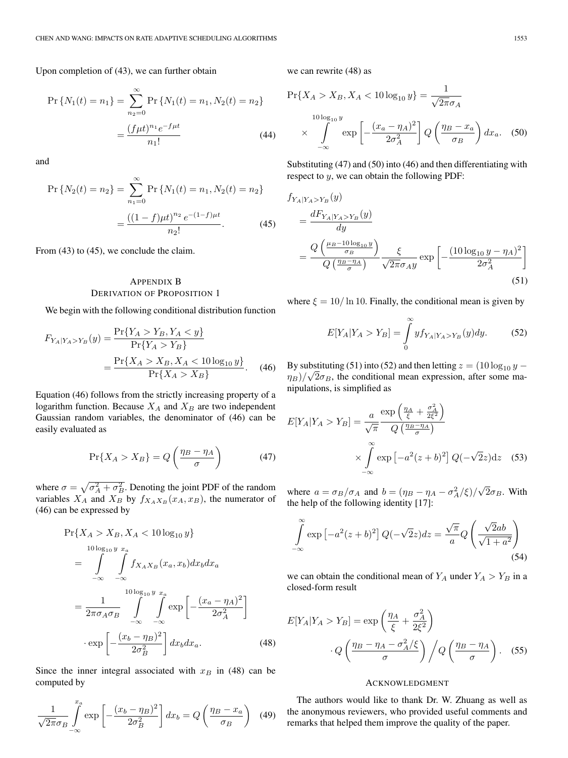Upon completion of (43), we can further obtain

$$\Pr\{N_1(t) = n_1\} = \sum_{n_2=0}^{\infty} \Pr\{N_1(t) = n_1, N_2(t) = n_2\} = \frac{(f\mu t)^{n_1} e^{-f\mu t}}{n_1!} \quad (44)$$

and

$$\Pr\{N_2(t) = n_2\} = \sum_{n_1=0}^{\infty} \Pr\{N_1(t) = n_1, N_2(t) = n_2\} = \frac{((1-f)\mu t)^{n_2} e^{-(1-f)\mu t}}{n_2!}. \quad (45)$$

From (43) to (45), we conclude the claim.

## Appendix B
## Derivation of Proposition 1

We begin with the following conditional distribution function

$$F_{Y_A|Y_A>Y_B}(y) = \frac{\Pr\{Y_A > Y_B, Y_A < y\}}{\Pr\{Y_A > Y_B\}} = \frac{\Pr\{X_A > X_B, X_A < 10\log_{10} y\}}{\Pr\{X_A > X_B\}}. \quad (46)$$

Equation (46) follows from the strictly increasing property of a logarithm function. Because $X_A$ and $X_B$ are two independent Gaussian random variables, the denominator of (46) can be easily evaluated as

$$\Pr\{X_A > X_B\} = Q\left(\frac{\eta_B - \eta_A}{\sigma}\right) \quad (47)$$

where $\sigma = \sqrt{\sigma_A^2 + \sigma_B^2}$. Denoting the joint PDF of the random variables $X_A$ and $X_B$ by $f_{X_A X_B}(x_a, x_b)$, the numerator of (46) can be expressed by

$$\begin{aligned}\Pr\{X_A > X_B, X_A < 10\log_{10} y\} &= \int_{-\infty}^{10\log_{10} y} \int_{-\infty}^{x_a} f_{X_A X_B}(x_a, x_b) dx_b dx_a \\ &= \frac{1}{2\pi\sigma_A\sigma_B} \int_{-\infty}^{10\log_{10} y} \int_{-\infty}^{x_a} \exp\left[-\frac{(x_a - \eta_A)^2}{2\sigma_A^2}\right] \\ &\quad \cdot \exp\left[-\frac{(x_b - \eta_B)^2}{2\sigma_B^2}\right] dx_b dx_a. \end{aligned} \quad (48)$$

Since the inner integral associated with $x_B$ in (48) can be computed by

$$\frac{1}{\sqrt{2\pi}\sigma_B} \int_{-\infty}^{x_a} \exp\left[-\frac{(x_b - \eta_B)^2}{2\sigma_B^2}\right] dx_b = Q\left(\frac{\eta_B - x_a}{\sigma_B}\right) \quad (49)$$

we can rewrite (48) as

$$\Pr\{X_A > X_B, X_A < 10\log_{10} y\} = \frac{1}{\sqrt{2\pi}\sigma_A} \times \int_{-\infty}^{10\log_{10} y} \exp\left[-\frac{(x_a - \eta_A)^2}{2\sigma_A^2}\right] Q\left(\frac{\eta_B - x_a}{\sigma_B}\right) dx_a. \quad (50)$$

Substituting (47) and (50) into (46) and then differentiating with respect to $y$, we can obtain the following PDF:

$$\begin{aligned} f_{Y_A|Y_A>Y_B}(y) &= \frac{dF_{Y_A|Y_A>Y_B}(y)}{dy} \\ &= \frac{Q\left(\frac{\mu_B - 10\log_{10} y}{\sigma_B}\right)}{Q\left(\frac{\eta_B - \eta_A}{\sigma}\right)} \frac{\xi}{\sqrt{2\pi}\sigma_A y} \exp\left[-\frac{(10\log_{10} y - \eta_A)^2}{2\sigma_A^2}\right] \end{aligned} \quad (51)$$

where $\xi = 10/\ln 10$. Finally, the conditional mean is given by

$$E[Y_A|Y_A > Y_B] = \int_0^{\infty} y f_{Y_A|Y_A>Y_B}(y) dy. \quad (52)$$

By substituting (51) into (52) and then letting $z = (10\log_{10} y - \eta_B)/\sqrt{2}\sigma_B$, the conditional mean expression, after some manipulations, is simplified as

$$E[Y_A|Y_A > Y_B] = \frac{a}{\sqrt{\pi}} \frac{\exp\left(\frac{\eta_A}{\xi} + \frac{\sigma_A^2}{2\xi^2}\right)}{Q\left(\frac{\eta_B - \eta_A}{\sigma}\right)} \times \int_{-\infty}^{\infty} \exp\left[-a^2(z+b)^2\right] Q(-\sqrt{2}z) dz \quad (53)$$

where $a = \sigma_B/\sigma_A$ and $b = (\eta_B - \eta_A - \sigma_A^2/\xi)/\sqrt{2}\sigma_B$. With the help of the following identity [17]:

$$\int_{-\infty}^{\infty} \exp\left[-a^2(z+b)^2\right] Q(-\sqrt{2}z) dz = \frac{\sqrt{\pi}}{a} Q\left(\frac{\sqrt{2}ab}{\sqrt{1+a^2}}\right) \quad (54)$$

we can obtain the conditional mean of $Y_A$ under $Y_A > Y_B$ in a closed-form result

$$E[Y_A|Y_A > Y_B] = \exp\left(\frac{\eta_A}{\xi} + \frac{\sigma_A^2}{2\xi^2}\right) \cdot Q\left(\frac{\eta_B - \eta_A - \sigma_A^2/\xi}{\sigma}\right) \bigg/ Q\left(\frac{\eta_B - \eta_A}{\sigma}\right). \quad (55)$$

## Acknowledgment

The authors would like to thank Dr. W. Zhuang as well as the anonymous reviewers, who provided useful comments and remarks that helped them improve the quality of the paper.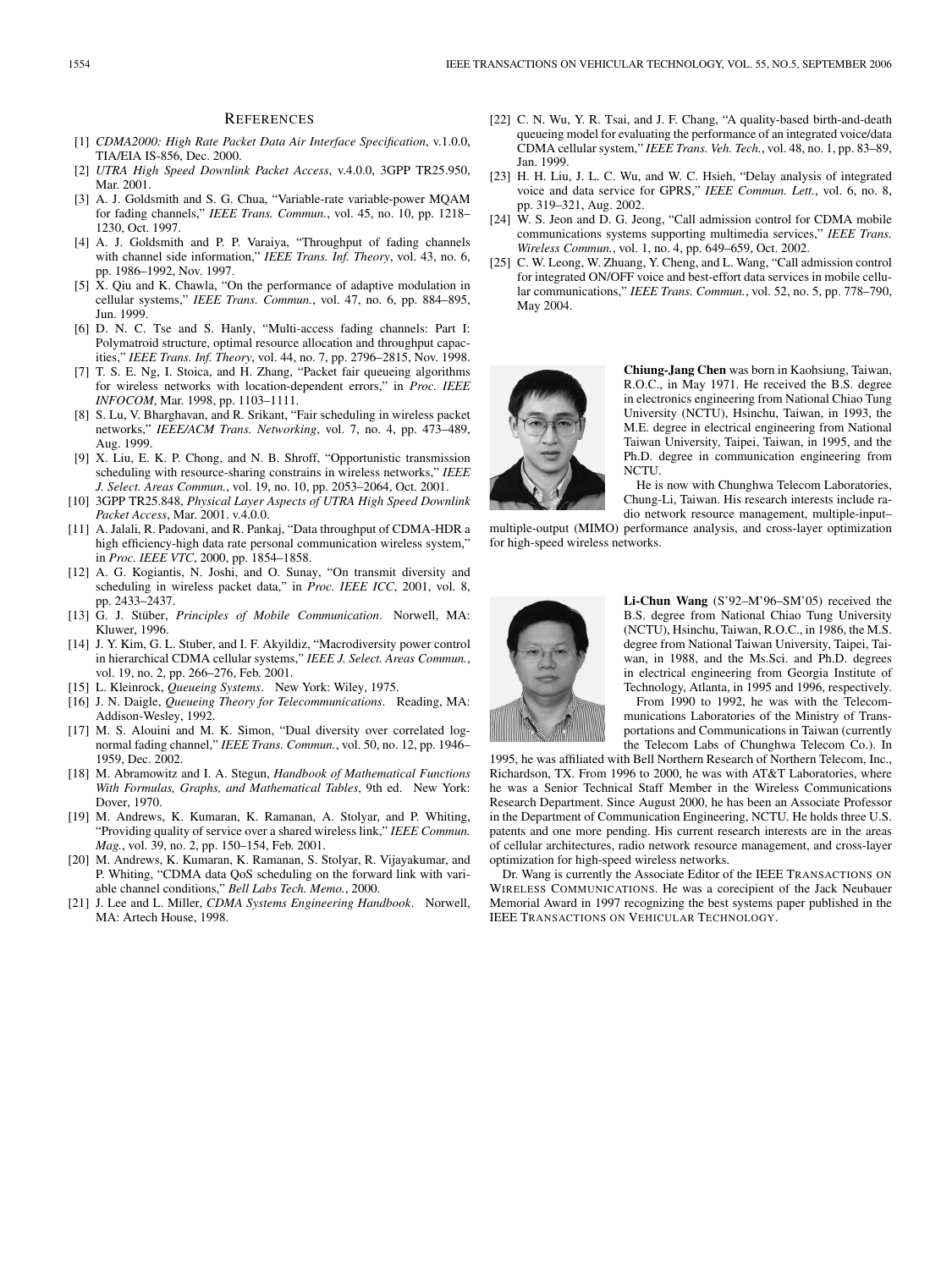## References

[1] *CDMA2000: High Rate Packet Data Air Interface Specification*, v.1.0.0, TIA/EIA IS-856, Dec. 2000.

[2] *UTRA High Speed Downlink Packet Access*, v.4.0.0, 3GPP TR25.950, Mar. 2001.

[3] A. J. Goldsmith and S. G. Chua, "Variable-rate variable-power MQAM for fading channels," *IEEE Trans. Commun.*, vol. 45, no. 10, pp. 1218–1230, Oct. 1997.

[4] A. J. Goldsmith and P. P. Varaiya, "Throughput of fading channels with channel side information," *IEEE Trans. Inf. Theory*, vol. 43, no. 6, pp. 1986–1992, Nov. 1997.

[5] X. Qiu and K. Chawla, "On the performance of adaptive modulation in cellular systems," *IEEE Trans. Commun.*, vol. 47, no. 6, pp. 884–895, Jun. 1999.

[6] D. N. C. Tse and S. Hanly, "Multi-access fading channels: Part I: Polymatroid structure, optimal resource allocation and throughput capacities," *IEEE Trans. Inf. Theory*, vol. 44, no. 7, pp. 2796–2815, Nov. 1998.

[7] T. S. E. Ng, I. Stoica, and H. Zhang, "Packet fair queueing algorithms for wireless networks with location-dependent errors," in *Proc. IEEE INFOCOM*, Mar. 1998, pp. 1103–1111.

[8] S. Lu, V. Bharghavan, and R. Srikant, "Fair scheduling in wireless packet networks," *IEEE/ACM Trans. Networking*, vol. 7, no. 4, pp. 473–489, Aug. 1999.

[9] X. Liu, E. K. P. Chong, and N. B. Shroff, "Opportunistic transmission scheduling with resource-sharing constrains in wireless networks," *IEEE J. Select. Areas Commun.*, vol. 19, no. 10, pp. 2053–2064, Oct. 2001.

[10] 3GPP TR25.848, *Physical Layer Aspects of UTRA High Speed Downlink Packet Access*, Mar. 2001. v.4.0.0.

[11] A. Jalali, R. Padovani, and R. Pankaj, "Data throughput of CDMA-HDR a high efficiency-high data rate personal communication wireless system," in *Proc. IEEE VTC*, 2000, pp. 1854–1858.

[12] A. G. Kogiantis, N. Joshi, and O. Sunay, "On transmit diversity and scheduling in wireless packet data," in *Proc. IEEE ICC*, 2001, vol. 8, pp. 2433–2437.

[13] G. J. Stüber, *Principles of Mobile Communication*. Norwell, MA: Kluwer, 1996.

[14] J. Y. Kim, G. L. Stuber, and I. F. Akyildiz, "Macrodiversity power control in hierarchical CDMA cellular systems," *IEEE J. Select. Areas Commun.*, vol. 19, no. 2, pp. 266–276, Feb. 2001.

[15] L. Kleinrock, *Queueing Systems*. New York: Wiley, 1975.

[16] J. N. Daigle, *Queueing Theory for Telecommunications*. Reading, MA: Addison-Wesley, 1992.

[17] M. S. Alouini and M. K. Simon, "Dual diversity over correlated log-normal fading channel," *IEEE Trans. Commun.*, vol. 50, no. 12, pp. 1946–1959, Dec. 2002.

[18] M. Abramowitz and I. A. Stegun, *Handbook of Mathematical Functions With Formulas, Graphs, and Mathematical Tables*, 9th ed. New York: Dover, 1970.

[19] M. Andrews, K. Kumaran, K. Ramanan, A. Stolyar, and P. Whiting, "Providing quality of service over a shared wireless link," *IEEE Commun. Mag.*, vol. 39, no. 2, pp. 150–154, Feb. 2001.

[20] M. Andrews, K. Kumaran, K. Ramanan, S. Stolyar, R. Vijayakumar, and P. Whiting, "CDMA data QoS scheduling on the forward link with variable channel conditions," *Bell Labs Tech. Memo.*, 2000.

[21] J. Lee and L. Miller, *CDMA Systems Engineering Handbook*. Norwell, MA: Artech House, 1998.

[22] C. N. Wu, Y. R. Tsai, and J. F. Chang, "A quality-based birth-and-death queueing model for evaluating the performance of an integrated voice/data CDMA cellular system," *IEEE Trans. Veh. Tech.*, vol. 48, no. 1, pp. 83–89, Jan. 1999.

[23] H. H. Liu, J. L. C. Wu, and W. C. Hsieh, "Delay analysis of integrated voice and data service for GPRS," *IEEE Commun. Lett.*, vol. 6, no. 8, pp. 319–321, Aug. 2002.

[24] W. S. Jeon and D. G. Jeong, "Call admission control for CDMA mobile communications systems supporting multimedia services," *IEEE Trans. Wireless Commun.*, vol. 1, no. 4, pp. 649–659, Oct. 2002.

[25] C. W. Leong, W. Zhuang, Y. Cheng, and L. Wang, "Call admission control for integrated ON/OFF voice and best-effort data services in mobile cellular communications," *IEEE Trans. Commun.*, vol. 52, no. 5, pp. 778–790, May 2004.

**Chiung-Jang Chen** was born in Kaohsiung, Taiwan, R.O.C., in May 1971. He received the B.S. degree in electronics engineering from National Chiao Tung University (NCTU), Hsinchu, Taiwan, in 1993, the M.E. degree in electrical engineering from National Taiwan University, Taipei, Taiwan, in 1995, and the Ph.D. degree in communication engineering from NCTU.

He is now with Chunghwa Telecom Laboratories, Chung-Li, Taiwan. His research interests include radio network resource management, multiple-input–multiple-output (MIMO) performance analysis, and cross-layer optimization for high-speed wireless networks.

**Li-Chun Wang** (S'92–M'96–SM'05) received the B.S. degree from National Chiao Tung University (NCTU), Hsinchu, Taiwan, R.O.C., in 1986, the M.S. degree from National Taiwan University, Taipei, Taiwan, in 1988, and the Ms.Sci. and Ph.D. degrees in electrical engineering from Georgia Institute of Technology, Atlanta, in 1995 and 1996, respectively.

From 1990 to 1992, he was with the Telecommunications Laboratories of the Ministry of Transportations and Communications in Taiwan (currently the Telecom Labs of Chunghwa Telecom Co.). In 1995, he was affiliated with Bell Northern Research of Northern Telecom, Inc., Richardson, TX. From 1996 to 2000, he was with AT&T Laboratories, where he was a Senior Technical Staff Member in the Wireless Communications Research Department. Since August 2000, he has been an Associate Professor in the Department of Communication Engineering, NCTU. He holds three U.S. patents and one more pending. His current research interests are in the areas of cellular architectures, radio network resource management, and cross-layer optimization for high-speed wireless networks.

Dr. Wang is currently the Associate Editor of the IEEE Transactions on Wireless Communications. He was a corecipient of the Jack Neubauer Memorial Award in 1997 recognizing the best systems paper published in the IEEE Transactions on Vehicular Technology.